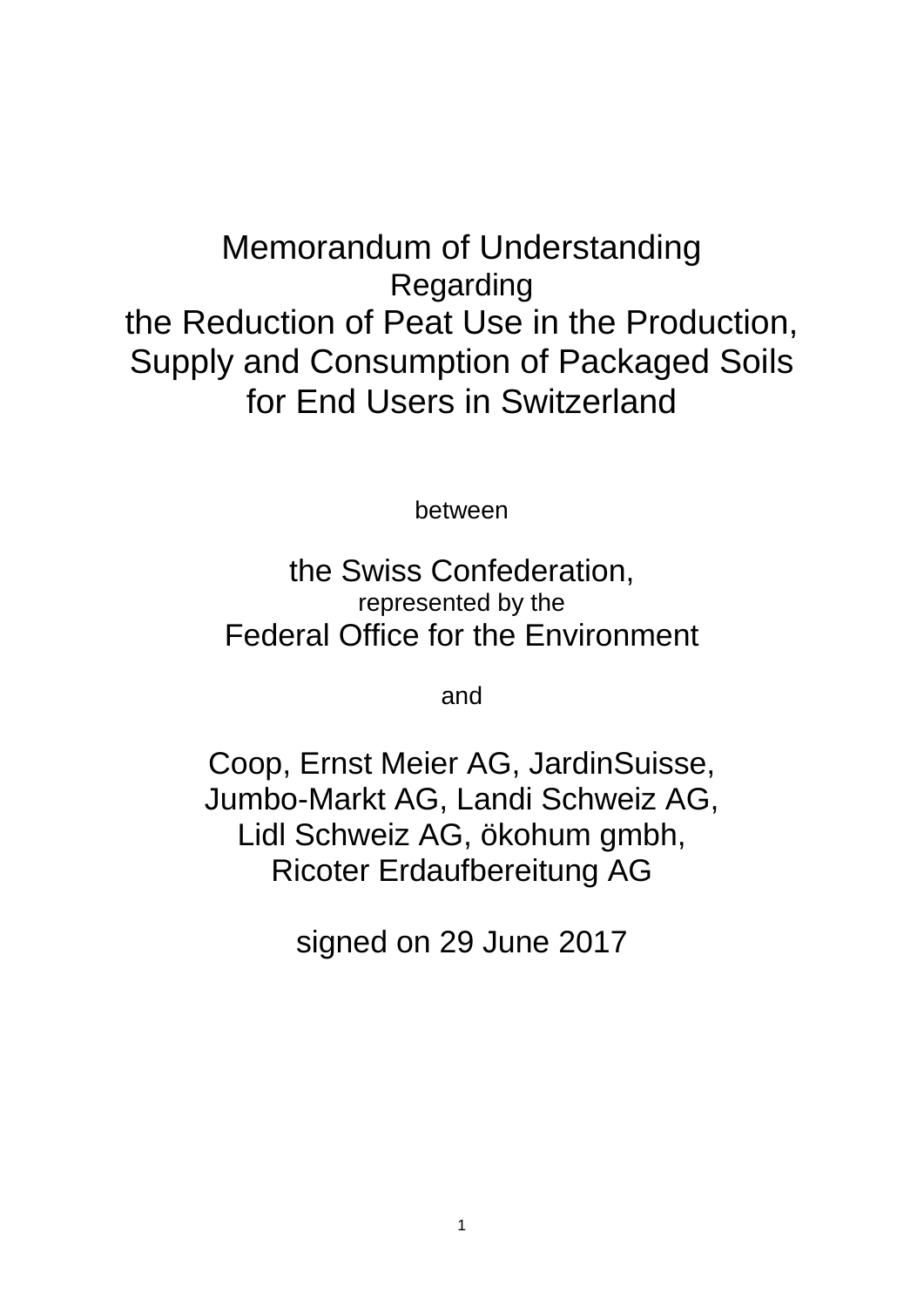# Memorandum of Understanding

Regarding

# the Reduction of Peat Use in the Production, Supply and Consumption of Packaged Soils for End Users in Switzerland

between

the Swiss Confederation,

represented by the

Federal Office for the Environment

and

Coop, Ernst Meier AG, JardinSuisse,
Jumbo-Markt AG, Landi Schweiz AG,
Lidl Schweiz AG, ökohum gmbh,
Ricoter Erdaufbereitung AG

signed on 29 June 2017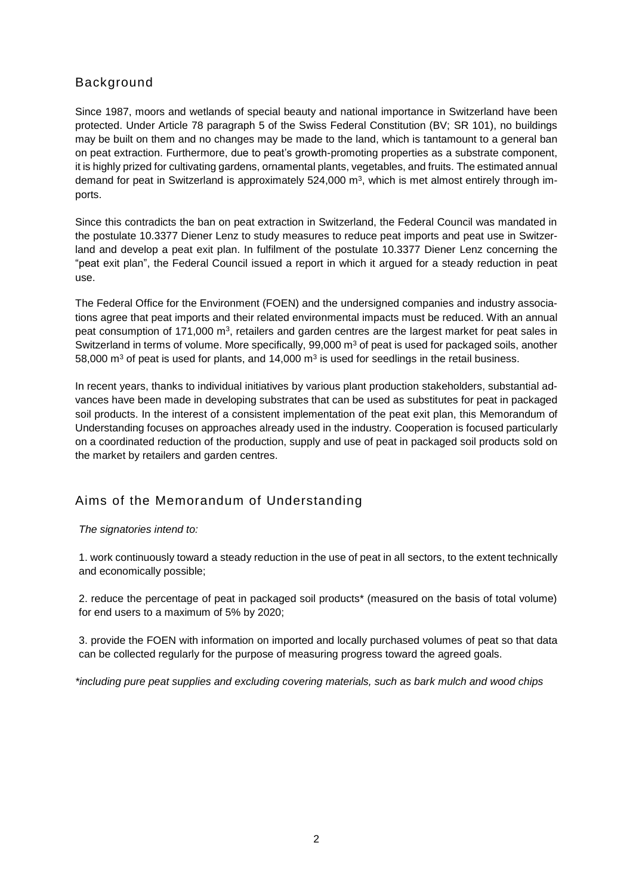## Background

Since 1987, moors and wetlands of special beauty and national importance in Switzerland have been protected. Under Article 78 paragraph 5 of the Swiss Federal Constitution (BV; SR 101), no buildings may be built on them and no changes may be made to the land, which is tantamount to a general ban on peat extraction. Furthermore, due to peat's growth-promoting properties as a substrate component, it is highly prized for cultivating gardens, ornamental plants, vegetables, and fruits. The estimated annual demand for peat in Switzerland is approximately 524,000 m$^3$, which is met almost entirely through imports.

Since this contradicts the ban on peat extraction in Switzerland, the Federal Council was mandated in the postulate 10.3377 Diener Lenz to study measures to reduce peat imports and peat use in Switzerland and develop a peat exit plan. In fulfilment of the postulate 10.3377 Diener Lenz concerning the "peat exit plan", the Federal Council issued a report in which it argued for a steady reduction in peat use.

The Federal Office for the Environment (FOEN) and the undersigned companies and industry associations agree that peat imports and their related environmental impacts must be reduced. With an annual peat consumption of 171,000 m$^3$, retailers and garden centres are the largest market for peat sales in Switzerland in terms of volume. More specifically, 99,000 m$^3$ of peat is used for packaged soils, another 58,000 m$^3$ of peat is used for plants, and 14,000 m$^3$ is used for seedlings in the retail business.

In recent years, thanks to individual initiatives by various plant production stakeholders, substantial advances have been made in developing substrates that can be used as substitutes for peat in packaged soil products. In the interest of a consistent implementation of the peat exit plan, this Memorandum of Understanding focuses on approaches already used in the industry. Cooperation is focused particularly on a coordinated reduction of the production, supply and use of peat in packaged soil products sold on the market by retailers and garden centres.

## Aims of the Memorandum of Understanding

*The signatories intend to:*

1. work continuously toward a steady reduction in the use of peat in all sectors, to the extent technically and economically possible;

2. reduce the percentage of peat in packaged soil products* (measured on the basis of total volume) for end users to a maximum of 5% by 2020;

3. provide the FOEN with information on imported and locally purchased volumes of peat so that data can be collected regularly for the purpose of measuring progress toward the agreed goals.

*\*including pure peat supplies and excluding covering materials, such as bark mulch and wood chips*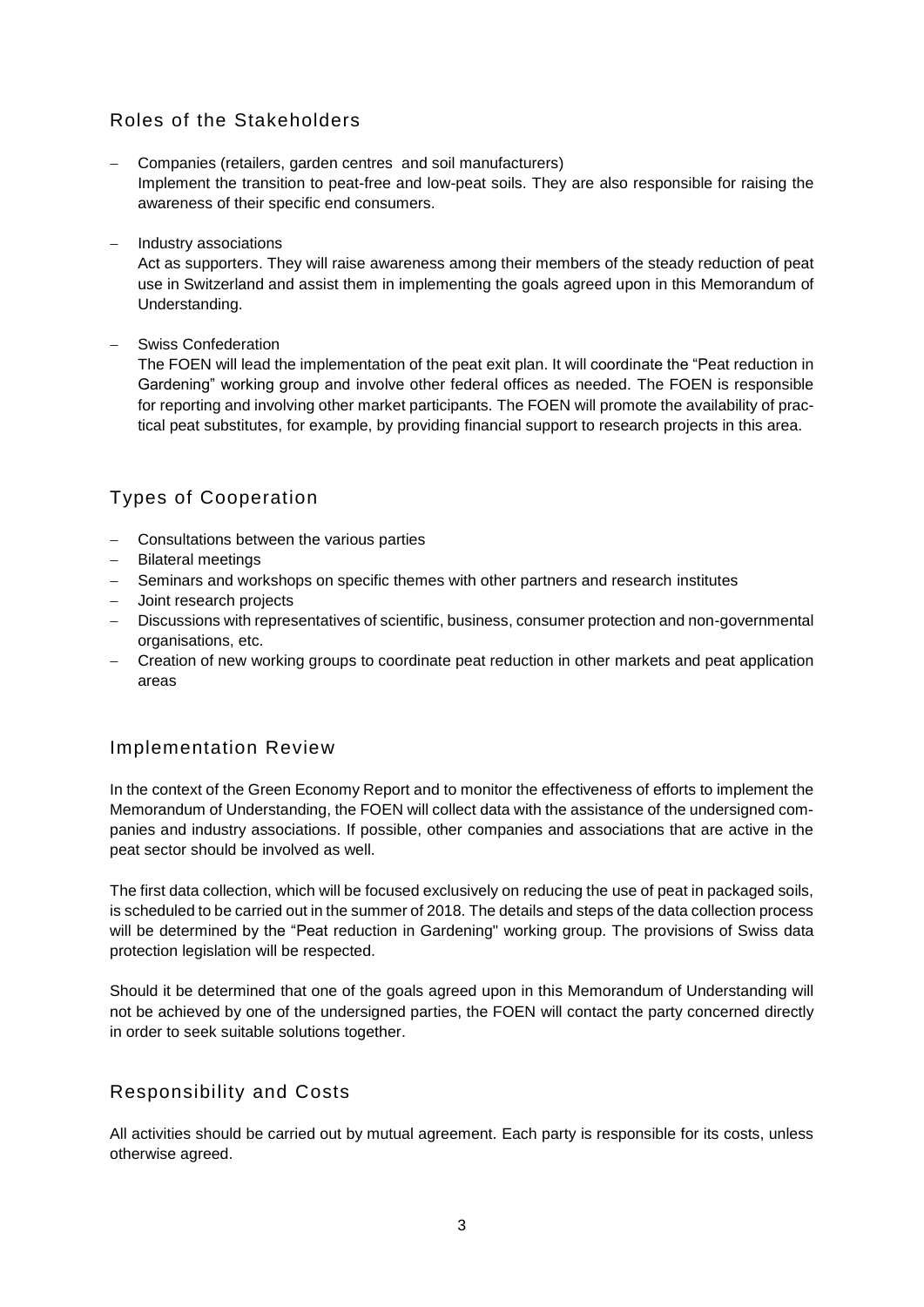## Roles of the Stakeholders

- Companies (retailers, garden centres and soil manufacturers)
  Implement the transition to peat-free and low-peat soils. They are also responsible for raising the awareness of their specific end consumers.

- Industry associations
  Act as supporters. They will raise awareness among their members of the steady reduction of peat use in Switzerland and assist them in implementing the goals agreed upon in this Memorandum of Understanding.

- Swiss Confederation
  The FOEN will lead the implementation of the peat exit plan. It will coordinate the "Peat reduction in Gardening" working group and involve other federal offices as needed. The FOEN is responsible for reporting and involving other market participants. The FOEN will promote the availability of practical peat substitutes, for example, by providing financial support to research projects in this area.

## Types of Cooperation

- Consultations between the various parties
- Bilateral meetings
- Seminars and workshops on specific themes with other partners and research institutes
- Joint research projects
- Discussions with representatives of scientific, business, consumer protection and non-governmental organisations, etc.
- Creation of new working groups to coordinate peat reduction in other markets and peat application areas

## Implementation Review

In the context of the Green Economy Report and to monitor the effectiveness of efforts to implement the Memorandum of Understanding, the FOEN will collect data with the assistance of the undersigned companies and industry associations. If possible, other companies and associations that are active in the peat sector should be involved as well.

The first data collection, which will be focused exclusively on reducing the use of peat in packaged soils, is scheduled to be carried out in the summer of 2018. The details and steps of the data collection process will be determined by the "Peat reduction in Gardening" working group. The provisions of Swiss data protection legislation will be respected.

Should it be determined that one of the goals agreed upon in this Memorandum of Understanding will not be achieved by one of the undersigned parties, the FOEN will contact the party concerned directly in order to seek suitable solutions together.

## Responsibility and Costs

All activities should be carried out by mutual agreement. Each party is responsible for its costs, unless otherwise agreed.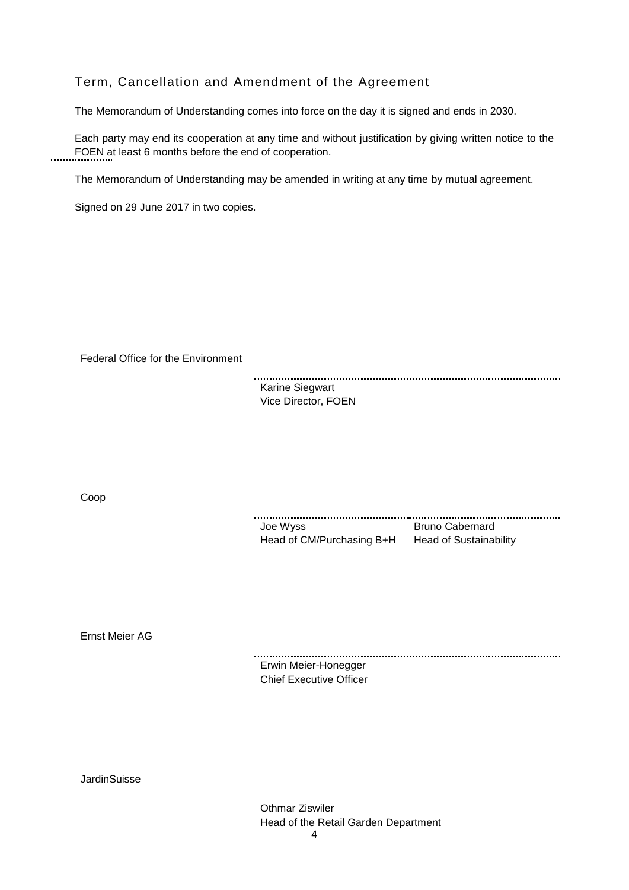## Term, Cancellation and Amendment of the Agreement

The Memorandum of Understanding comes into force on the day it is signed and ends in 2030.

Each party may end its cooperation at any time and without justification by giving written notice to the FOEN at least 6 months before the end of cooperation.

The Memorandum of Understanding may be amended in writing at any time by mutual agreement.

Signed on 29 June 2017 in two copies.

Federal Office for the Environment

Karine Siegwart
Vice Director, FOEN

Coop

Joe Wyss
Head of CM/Purchasing B+H

Bruno Cabernard
Head of Sustainability

Ernst Meier AG

Erwin Meier-Honegger
Chief Executive Officer

JardinSuisse

Othmar Ziswiler
Head of the Retail Garden Department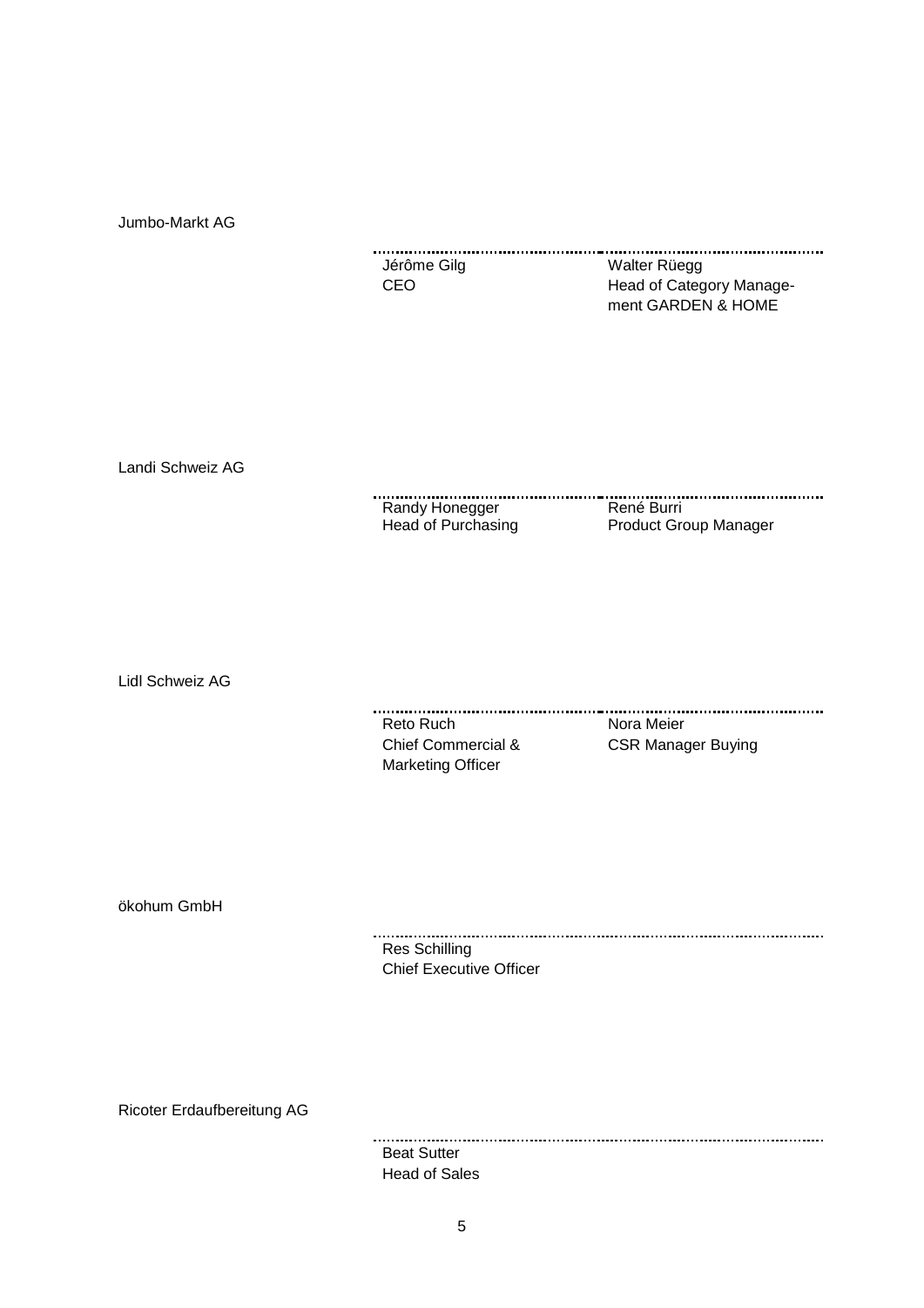Jumbo-Markt AG

| ........................................ | ........................................ |
| --- | --- |
| Jérôme Gilg<br>CEO | Walter Rüegg<br>Head of Category Manage-<br>ment GARDEN & HOME |

Landi Schweiz AG

| ........................................ | ........................................ |
| --- | --- |
| Randy Honegger<br>Head of Purchasing | René Burri<br>Product Group Manager |

Lidl Schweiz AG

| ........................................ | ........................................ |
| --- | --- |
| Reto Ruch<br>Chief Commercial &<br>Marketing Officer | Nora Meier<br>CSR Manager Buying |

ökohum GmbH

........................................

Res Schilling
Chief Executive Officer

Ricoter Erdaufbereitung AG

........................................

Beat Sutter
Head of Sales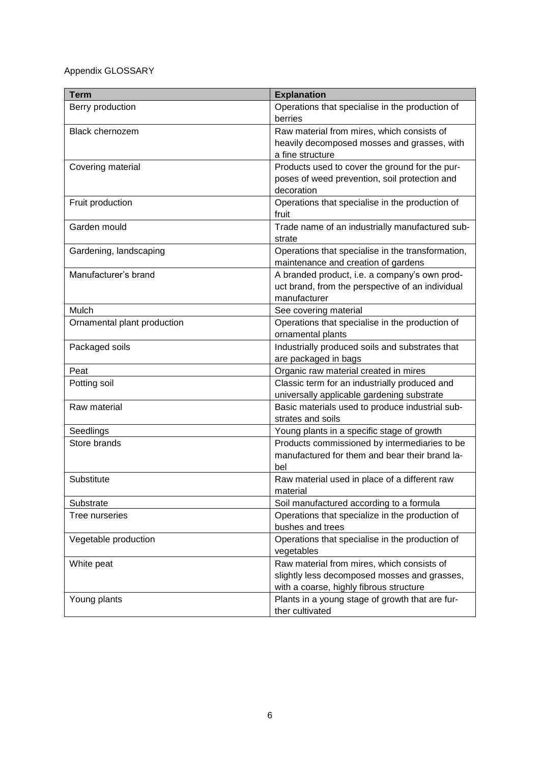Appendix GLOSSARY

| Term | Explanation |
| --- | --- |
| Berry production | Operations that specialise in the production of berries |
| Black chernozem | Raw material from mires, which consists of heavily decomposed mosses and grasses, with a fine structure |
| Covering material | Products used to cover the ground for the purposes of weed prevention, soil protection and decoration |
| Fruit production | Operations that specialise in the production of fruit |
| Garden mould | Trade name of an industrially manufactured substrate |
| Gardening, landscaping | Operations that specialise in the transformation, maintenance and creation of gardens |
| Manufacturer's brand | A branded product, i.e. a company's own product brand, from the perspective of an individual manufacturer |
| Mulch | See covering material |
| Ornamental plant production | Operations that specialise in the production of ornamental plants |
| Packaged soils | Industrially produced soils and substrates that are packaged in bags |
| Peat | Organic raw material created in mires |
| Potting soil | Classic term for an industrially produced and universally applicable gardening substrate |
| Raw material | Basic materials used to produce industrial substrates and soils |
| Seedlings | Young plants in a specific stage of growth |
| Store brands | Products commissioned by intermediaries to be manufactured for them and bear their brand label |
| Substitute | Raw material used in place of a different raw material |
| Substrate | Soil manufactured according to a formula |
| Tree nurseries | Operations that specialize in the production of bushes and trees |
| Vegetable production | Operations that specialise in the production of vegetables |
| White peat | Raw material from mires, which consists of slightly less decomposed mosses and grasses, with a coarse, highly fibrous structure |
| Young plants | Plants in a young stage of growth that are further cultivated |